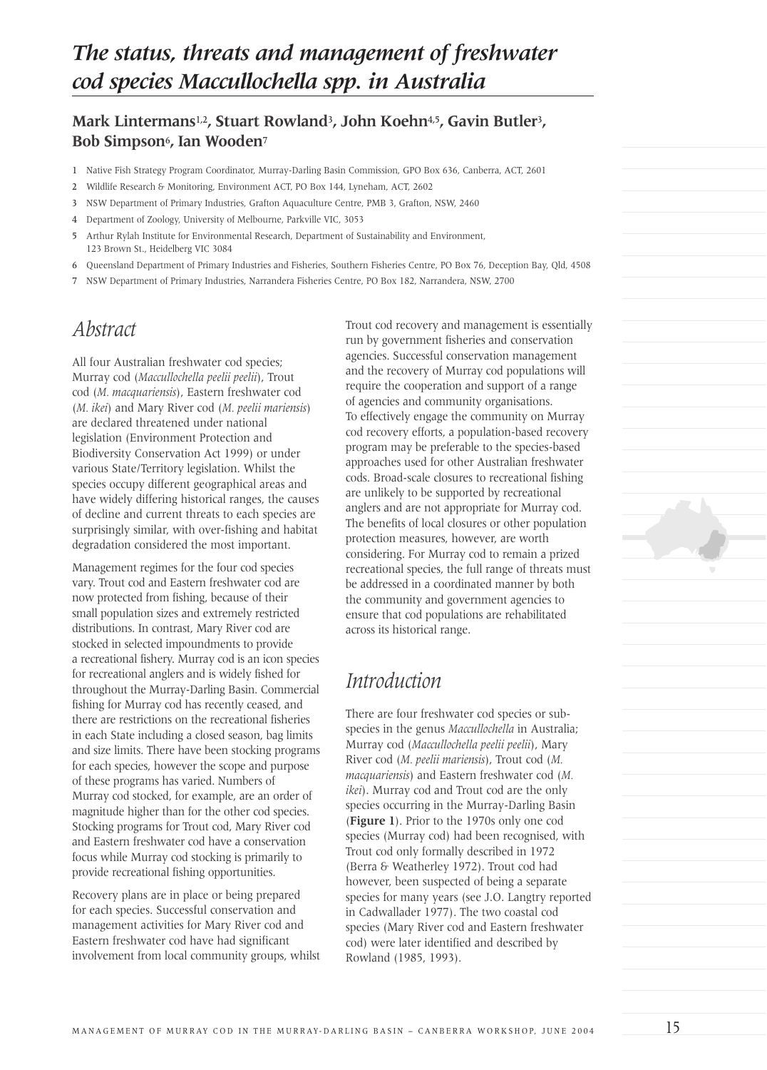# *The status, threats and management of freshwater cod species Maccullochella spp. in Australia*

**Mark Lintermans[1,2], Stuart Rowland[3], John Koehn[4,5], Gavin Butler[3], Bob Simpson[6], Ian Wooden[7]**

1 Native Fish Strategy Program Coordinator, Murray-Darling Basin Commission, GPO Box 636, Canberra, ACT, 2601

2 Wildlife Research & Monitoring, Environment ACT, PO Box 144, Lyneham, ACT, 2602

3 NSW Department of Primary Industries, Grafton Aquaculture Centre, PMB 3, Grafton, NSW, 2460

4 Department of Zoology, University of Melbourne, Parkville VIC, 3053

5 Arthur Rylah Institute for Environmental Research, Department of Sustainability and Environment, 123 Brown St., Heidelberg VIC 3084

6 Queensland Department of Primary Industries and Fisheries, Southern Fisheries Centre, PO Box 76, Deception Bay, Qld, 4508

7 NSW Department of Primary Industries, Narrandera Fisheries Centre, PO Box 182, Narrandera, NSW, 2700

## *Abstract*

All four Australian freshwater cod species; Murray cod (*Maccullochella peelii peelii*), Trout cod (*M. macquariensis*), Eastern freshwater cod (*M. ikei*) and Mary River cod (*M. peelii mariensis*) are declared threatened under national legislation (Environment Protection and Biodiversity Conservation Act 1999) or under various State/Territory legislation. Whilst the species occupy different geographical areas and have widely differing historical ranges, the causes of decline and current threats to each species are surprisingly similar, with over-fishing and habitat degradation considered the most important.

Management regimes for the four cod species vary. Trout cod and Eastern freshwater cod are now protected from fishing, because of their small population sizes and extremely restricted distributions. In contrast, Mary River cod are stocked in selected impoundments to provide a recreational fishery. Murray cod is an icon species for recreational anglers and is widely fished for throughout the Murray-Darling Basin. Commercial fishing for Murray cod has recently ceased, and there are restrictions on the recreational fisheries in each State including a closed season, bag limits and size limits. There have been stocking programs for each species, however the scope and purpose of these programs has varied. Numbers of Murray cod stocked, for example, are an order of magnitude higher than for the other cod species. Stocking programs for Trout cod, Mary River cod and Eastern freshwater cod have a conservation focus while Murray cod stocking is primarily to provide recreational fishing opportunities.

Recovery plans are in place or being prepared for each species. Successful conservation and management activities for Mary River cod and Eastern freshwater cod have had significant involvement from local community groups, whilst Trout cod recovery and management is essentially run by government fisheries and conservation agencies. Successful conservation management and the recovery of Murray cod populations will require the cooperation and support of a range of agencies and community organisations. To effectively engage the community on Murray cod recovery efforts, a population-based recovery program may be preferable to the species-based approaches used for other Australian freshwater cods. Broad-scale closures to recreational fishing are unlikely to be supported by recreational anglers and are not appropriate for Murray cod. The benefits of local closures or other population protection measures, however, are worth considering. For Murray cod to remain a prized recreational species, the full range of threats must be addressed in a coordinated manner by both the community and government agencies to ensure that cod populations are rehabilitated across its historical range.

## *Introduction*

There are four freshwater cod species or sub-species in the genus *Maccullochella* in Australia; Murray cod (*Maccullochella peelii peelii*), Mary River cod (*M. peelii mariensis*), Trout cod (*M. macquariensis*) and Eastern freshwater cod (*M. ikei*). Murray cod and Trout cod are the only species occurring in the Murray-Darling Basin (**Figure 1**). Prior to the 1970s only one cod species (Murray cod) had been recognised, with Trout cod only formally described in 1972 (Berra & Weatherley 1972). Trout cod had however, been suspected of being a separate species for many years (see J.O. Langtry reported in Cadwallader 1977). The two coastal cod species (Mary River cod and Eastern freshwater cod) were later identified and described by Rowland (1985, 1993).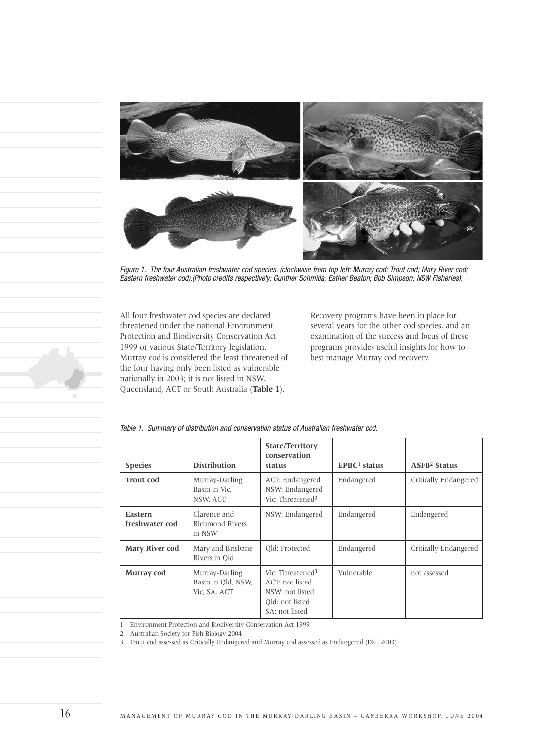*Figure 1. The four Australian freshwater cod species. (clockwise from top left: Murray cod; Trout cod; Mary River cod; Eastern freshwater cod).(Photo credits respectively: Gunther Schmida; Esther Beaton; Bob Simpson; NSW Fisheries).*

All four freshwater cod species are declared threatened under the national Environment Protection and Biodiversity Conservation Act 1999 or various State/Territory legislation. Murray cod is considered the least threatened of the four having only been listed as vulnerable nationally in 2003; it is not listed in NSW, Queensland, ACT or South Australia (**Table 1**).

Recovery programs have been in place for several years for the other cod species, and an examination of the success and focus of these programs provides useful insights for how to best manage Murray cod recovery.

*Table 1. Summary of distribution and conservation status of Australian freshwater cod.*

| Species | Distribution | State/Territory conservation status | EPBC[1] status | ASFB[2] Status |
|---|---|---|---|---|
| **Trout cod** | Murray-Darling Basin in Vic, NSW, ACT | ACT: Endangered<br>NSW: Endangered<br>Vic: Threatened[3] | Endangered | Critically Endangered |
| **Eastern freshwater cod** | Clarence and Richmond Rivers in NSW | NSW: Endangered | Endangered | Endangered |
| **Mary River cod** | Mary and Brisbane Rivers in Qld | Qld: Protected | Endangered | Critically Endangered |
| **Murray cod** | Murray-Darling Basin in Qld, NSW, Vic, SA, ACT | Vic: Threatened[3]<br>ACT: not listed<br>NSW: not listed<br>Qld: not listed<br>SA: not listed | Vulnerable | not assessed |

1 Environment Protection and Biodiversity Conservation Act 1999

2 Australian Society for Fish Biology 2004

3 Trout cod assessed as Critically Endangered and Murray cod assessed as Endangered (DSE 2003)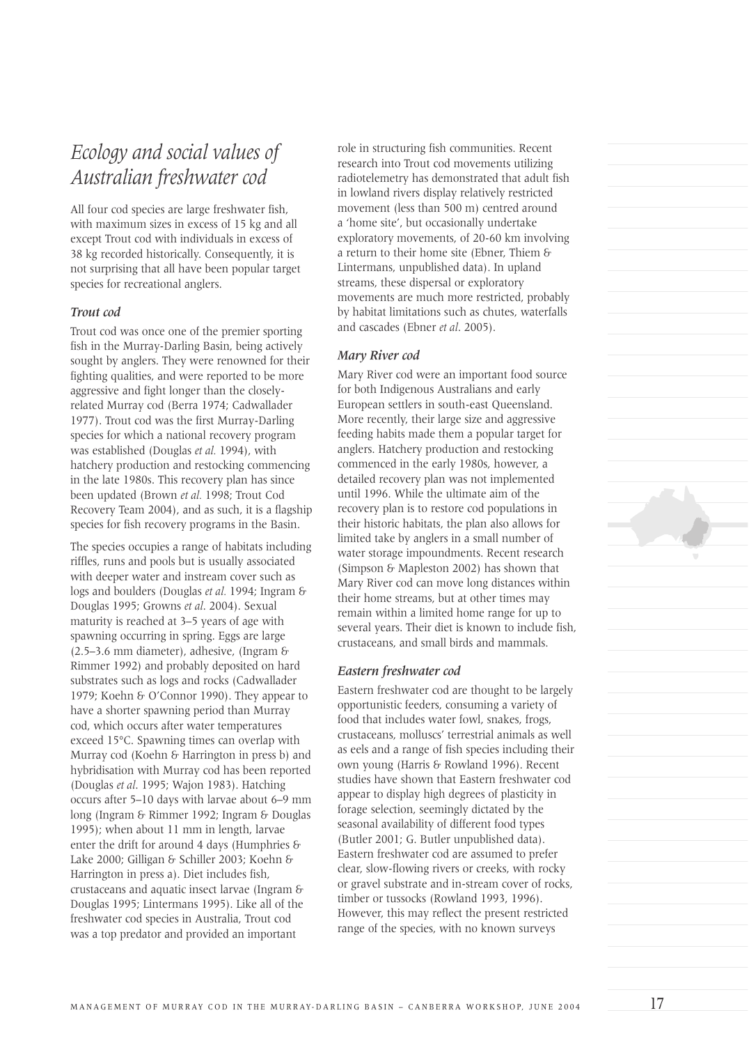# Ecology and social values of Australian freshwater cod

All four cod species are large freshwater fish, with maximum sizes in excess of 15 kg and all except Trout cod with individuals in excess of 38 kg recorded historically. Consequently, it is not surprising that all have been popular target species for recreational anglers.

### Trout cod

Trout cod was once one of the premier sporting fish in the Murray-Darling Basin, being actively sought by anglers. They were renowned for their fighting qualities, and were reported to be more aggressive and fight longer than the closely-related Murray cod (Berra 1974; Cadwallader 1977). Trout cod was the first Murray-Darling species for which a national recovery program was established (Douglas *et al.* 1994), with hatchery production and restocking commencing in the late 1980s. This recovery plan has since been updated (Brown *et al.* 1998; Trout Cod Recovery Team 2004), and as such, it is a flagship species for fish recovery programs in the Basin.

The species occupies a range of habitats including riffles, runs and pools but is usually associated with deeper water and instream cover such as logs and boulders (Douglas *et al.* 1994; Ingram & Douglas 1995; Growns *et al*. 2004). Sexual maturity is reached at 3–5 years of age with spawning occurring in spring. Eggs are large (2.5–3.6 mm diameter), adhesive, (Ingram & Rimmer 1992) and probably deposited on hard substrates such as logs and rocks (Cadwallader 1979; Koehn & O'Connor 1990). They appear to have a shorter spawning period than Murray cod, which occurs after water temperatures exceed 15°C. Spawning times can overlap with Murray cod (Koehn & Harrington in press b) and hybridisation with Murray cod has been reported (Douglas *et al*. 1995; Wajon 1983). Hatching occurs after 5–10 days with larvae about 6–9 mm long (Ingram & Rimmer 1992; Ingram & Douglas 1995); when about 11 mm in length, larvae enter the drift for around 4 days (Humphries & Lake 2000; Gilligan & Schiller 2003; Koehn & Harrington in press a). Diet includes fish, crustaceans and aquatic insect larvae (Ingram & Douglas 1995; Lintermans 1995). Like all of the freshwater cod species in Australia, Trout cod was a top predator and provided an important role in structuring fish communities. Recent research into Trout cod movements utilizing radiotelemetry has demonstrated that adult fish in lowland rivers display relatively restricted movement (less than 500 m) centred around a 'home site', but occasionally undertake exploratory movements, of 20-60 km involving a return to their home site (Ebner, Thiem & Lintermans, unpublished data). In upland streams, these dispersal or exploratory movements are much more restricted, probably by habitat limitations such as chutes, waterfalls and cascades (Ebner *et al*. 2005).

### Mary River cod

Mary River cod were an important food source for both Indigenous Australians and early European settlers in south-east Queensland. More recently, their large size and aggressive feeding habits made them a popular target for anglers. Hatchery production and restocking commenced in the early 1980s, however, a detailed recovery plan was not implemented until 1996. While the ultimate aim of the recovery plan is to restore cod populations in their historic habitats, the plan also allows for limited take by anglers in a small number of water storage impoundments. Recent research (Simpson & Mapleston 2002) has shown that Mary River cod can move long distances within their home streams, but at other times may remain within a limited home range for up to several years. Their diet is known to include fish, crustaceans, and small birds and mammals.

### Eastern freshwater cod

Eastern freshwater cod are thought to be largely opportunistic feeders, consuming a variety of food that includes water fowl, snakes, frogs, crustaceans, molluscs' terrestrial animals as well as eels and a range of fish species including their own young (Harris & Rowland 1996). Recent studies have shown that Eastern freshwater cod appear to display high degrees of plasticity in forage selection, seemingly dictated by the seasonal availability of different food types (Butler 2001; G. Butler unpublished data). Eastern freshwater cod are assumed to prefer clear, slow-flowing rivers or creeks, with rocky or gravel substrate and in-stream cover of rocks, timber or tussocks (Rowland 1993, 1996). However, this may reflect the present restricted range of the species, with no known surveys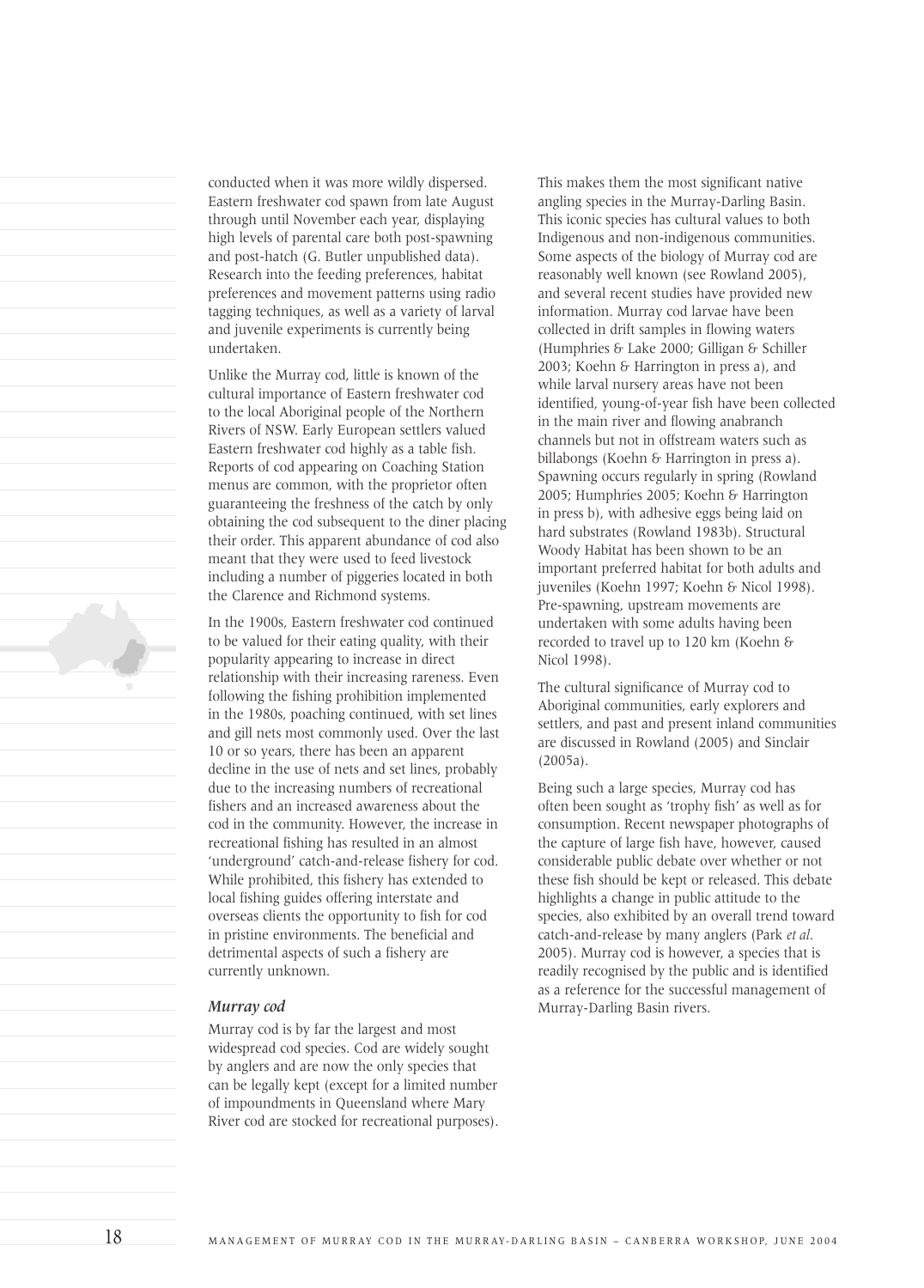conducted when it was more wildly dispersed. Eastern freshwater cod spawn from late August through until November each year, displaying high levels of parental care both post-spawning and post-hatch (G. Butler unpublished data). Research into the feeding preferences, habitat preferences and movement patterns using radio tagging techniques, as well as a variety of larval and juvenile experiments is currently being undertaken.

Unlike the Murray cod, little is known of the cultural importance of Eastern freshwater cod to the local Aboriginal people of the Northern Rivers of NSW. Early European settlers valued Eastern freshwater cod highly as a table fish. Reports of cod appearing on Coaching Station menus are common, with the proprietor often guaranteeing the freshness of the catch by only obtaining the cod subsequent to the diner placing their order. This apparent abundance of cod also meant that they were used to feed livestock including a number of piggeries located in both the Clarence and Richmond systems.

In the 1900s, Eastern freshwater cod continued to be valued for their eating quality, with their popularity appearing to increase in direct relationship with their increasing rareness. Even following the fishing prohibition implemented in the 1980s, poaching continued, with set lines and gill nets most commonly used. Over the last 10 or so years, there has been an apparent decline in the use of nets and set lines, probably due to the increasing numbers of recreational fishers and an increased awareness about the cod in the community. However, the increase in recreational fishing has resulted in an almost 'underground' catch-and-release fishery for cod. While prohibited, this fishery has extended to local fishing guides offering interstate and overseas clients the opportunity to fish for cod in pristine environments. The beneficial and detrimental aspects of such a fishery are currently unknown.

### *Murray cod*

Murray cod is by far the largest and most widespread cod species. Cod are widely sought by anglers and are now the only species that can be legally kept (except for a limited number of impoundments in Queensland where Mary River cod are stocked for recreational purposes). This makes them the most significant native angling species in the Murray-Darling Basin. This iconic species has cultural values to both Indigenous and non-indigenous communities. Some aspects of the biology of Murray cod are reasonably well known (see Rowland 2005), and several recent studies have provided new information. Murray cod larvae have been collected in drift samples in flowing waters (Humphries & Lake 2000; Gilligan & Schiller 2003; Koehn & Harrington in press a), and while larval nursery areas have not been identified, young-of-year fish have been collected in the main river and flowing anabranch channels but not in offstream waters such as billabongs (Koehn & Harrington in press a). Spawning occurs regularly in spring (Rowland 2005; Humphries 2005; Koehn & Harrington in press b), with adhesive eggs being laid on hard substrates (Rowland 1983b). Structural Woody Habitat has been shown to be an important preferred habitat for both adults and juveniles (Koehn 1997; Koehn & Nicol 1998). Pre-spawning, upstream movements are undertaken with some adults having been recorded to travel up to 120 km (Koehn & Nicol 1998).

The cultural significance of Murray cod to Aboriginal communities, early explorers and settlers, and past and present inland communities are discussed in Rowland (2005) and Sinclair (2005a).

Being such a large species, Murray cod has often been sought as 'trophy fish' as well as for consumption. Recent newspaper photographs of the capture of large fish have, however, caused considerable public debate over whether or not these fish should be kept or released. This debate highlights a change in public attitude to the species, also exhibited by an overall trend toward catch-and-release by many anglers (Park *et al.* 2005). Murray cod is however, a species that is readily recognised by the public and is identified as a reference for the successful management of Murray-Darling Basin rivers.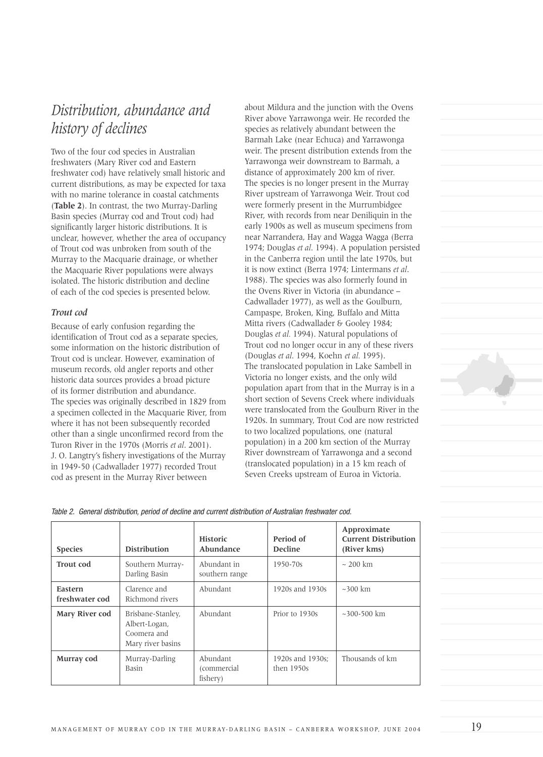# *Distribution, abundance and history of declines*

Two of the four cod species in Australian freshwaters (Mary River cod and Eastern freshwater cod) have relatively small historic and current distributions, as may be expected for taxa with no marine tolerance in coastal catchments (**Table 2**). In contrast, the two Murray-Darling Basin species (Murray cod and Trout cod) had significantly larger historic distributions. It is unclear, however, whether the area of occupancy of Trout cod was unbroken from south of the Murray to the Macquarie drainage, or whether the Macquarie River populations were always isolated. The historic distribution and decline of each of the cod species is presented below.

### *Trout cod*

Because of early confusion regarding the identification of Trout cod as a separate species, some information on the historic distribution of Trout cod is unclear. However, examination of museum records, old angler reports and other historic data sources provides a broad picture of its former distribution and abundance. The species was originally described in 1829 from a specimen collected in the Macquarie River, from where it has not been subsequently recorded other than a single unconfirmed record from the Turon River in the 1970s (Morris *et al*. 2001). J. O. Langtry's fishery investigations of the Murray in 1949-50 (Cadwallader 1977) recorded Trout cod as present in the Murray River between about Mildura and the junction with the Ovens River above Yarrawonga weir. He recorded the species as relatively abundant between the Barmah Lake (near Echuca) and Yarrawonga weir. The present distribution extends from the Yarrawonga weir downstream to Barmah, a distance of approximately 200 km of river. The species is no longer present in the Murray River upstream of Yarrawonga Weir. Trout cod were formerly present in the Murrumbidgee River, with records from near Deniliquin in the early 1900s as well as museum specimens from near Narrandera, Hay and Wagga Wagga (Berra 1974; Douglas *et al*. 1994). A population persisted in the Canberra region until the late 1970s, but it is now extinct (Berra 1974; Lintermans *et al*. 1988). The species was also formerly found in the Ovens River in Victoria (in abundance – Cadwallader 1977), as well as the Goulburn, Campaspe, Broken, King, Buffalo and Mitta Mitta rivers (Cadwallader & Gooley 1984; Douglas *et al.* 1994). Natural populations of Trout cod no longer occur in any of these rivers (Douglas *et al*. 1994, Koehn *et al.* 1995). The translocated population in Lake Sambell in Victoria no longer exists, and the only wild population apart from that in the Murray is in a short section of Sevens Creek where individuals were translocated from the Goulburn River in the 1920s. In summary, Trout Cod are now restricted to two localized populations, one (natural population) in a 200 km section of the Murray River downstream of Yarrawonga and a second (translocated population) in a 15 km reach of Seven Creeks upstream of Euroa in Victoria.

*Table 2. General distribution, period of decline and current distribution of Australian freshwater cod.*

| Species | Distribution | Historic Abundance | Period of Decline | Approximate Current Distribution (River kms) |
|---|---|---|---|---|
| **Trout cod** | Southern Murray-Darling Basin | Abundant in southern range | 1950-70s | ~ 200 km |
| **Eastern freshwater cod** | Clarence and Richmond rivers | Abundant | 1920s and 1930s | ~300 km |
| **Mary River cod** | Brisbane-Stanley, Albert-Logan, Coomera and Mary river basins | Abundant | Prior to 1930s | ~300-500 km |
| **Murray cod** | Murray-Darling Basin | Abundant (commercial fishery) | 1920s and 1930s; then 1950s | Thousands of km |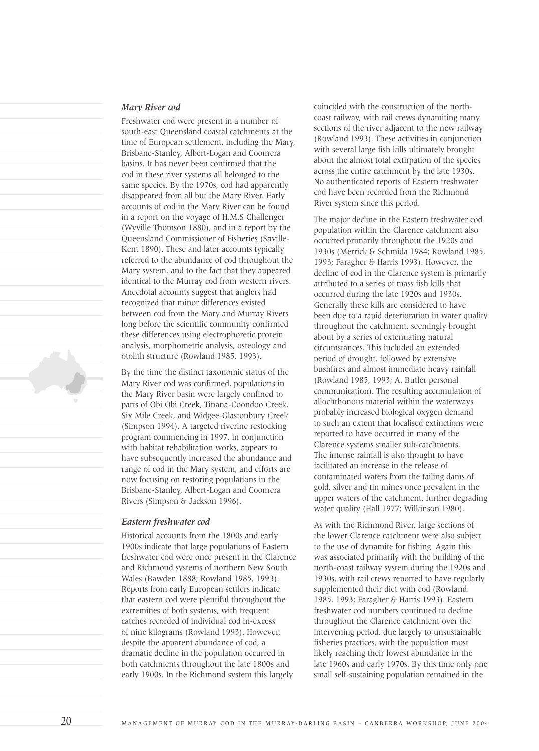### *Mary River cod*

Freshwater cod were present in a number of south-east Queensland coastal catchments at the time of European settlement, including the Mary, Brisbane-Stanley, Albert-Logan and Coomera basins. It has never been confirmed that the cod in these river systems all belonged to the same species. By the 1970s, cod had apparently disappeared from all but the Mary River. Early accounts of cod in the Mary River can be found in a report on the voyage of H.M.S Challenger (Wyville Thomson 1880), and in a report by the Queensland Commissioner of Fisheries (Saville-Kent 1890). These and later accounts typically referred to the abundance of cod throughout the Mary system, and to the fact that they appeared identical to the Murray cod from western rivers. Anecdotal accounts suggest that anglers had recognized that minor differences existed between cod from the Mary and Murray Rivers long before the scientific community confirmed these differences using electrophoretic protein analysis, morphometric analysis, osteology and otolith structure (Rowland 1985, 1993).

By the time the distinct taxonomic status of the Mary River cod was confirmed, populations in the Mary River basin were largely confined to parts of Obi Obi Creek, Tinana-Coondoo Creek, Six Mile Creek, and Widgee-Glastonbury Creek (Simpson 1994). A targeted riverine restocking program commencing in 1997, in conjunction with habitat rehabilitation works, appears to have subsequently increased the abundance and range of cod in the Mary system, and efforts are now focusing on restoring populations in the Brisbane-Stanley, Albert-Logan and Coomera Rivers (Simpson & Jackson 1996).

### *Eastern freshwater cod*

Historical accounts from the 1800s and early 1900s indicate that large populations of Eastern freshwater cod were once present in the Clarence and Richmond systems of northern New South Wales (Bawden 1888; Rowland 1985, 1993). Reports from early European settlers indicate that eastern cod were plentiful throughout the extremities of both systems, with frequent catches recorded of individual cod in-excess of nine kilograms (Rowland 1993). However, despite the apparent abundance of cod, a dramatic decline in the population occurred in both catchments throughout the late 1800s and early 1900s. In the Richmond system this largely coincided with the construction of the north-coast railway, with rail crews dynamiting many sections of the river adjacent to the new railway (Rowland 1993). These activities in conjunction with several large fish kills ultimately brought about the almost total extirpation of the species across the entire catchment by the late 1930s. No authenticated reports of Eastern freshwater cod have been recorded from the Richmond River system since this period.

The major decline in the Eastern freshwater cod population within the Clarence catchment also occurred primarily throughout the 1920s and 1930s (Merrick & Schmida 1984; Rowland 1985, 1993; Faragher & Harris 1993). However, the decline of cod in the Clarence system is primarily attributed to a series of mass fish kills that occurred during the late 1920s and 1930s. Generally these kills are considered to have been due to a rapid deterioration in water quality throughout the catchment, seemingly brought about by a series of extenuating natural circumstances. This included an extended period of drought, followed by extensive bushfires and almost immediate heavy rainfall (Rowland 1985, 1993; A. Butler personal communication). The resulting accumulation of allochthonous material within the waterways probably increased biological oxygen demand to such an extent that localised extinctions were reported to have occurred in many of the Clarence systems smaller sub-catchments. The intense rainfall is also thought to have facilitated an increase in the release of contaminated waters from the tailing dams of gold, silver and tin mines once prevalent in the upper waters of the catchment, further degrading water quality (Hall 1977; Wilkinson 1980).

As with the Richmond River, large sections of the lower Clarence catchment were also subject to the use of dynamite for fishing. Again this was associated primarily with the building of the north-coast railway system during the 1920s and 1930s, with rail crews reported to have regularly supplemented their diet with cod (Rowland 1985, 1993; Faragher & Harris 1993). Eastern freshwater cod numbers continued to decline throughout the Clarence catchment over the intervening period, due largely to unsustainable fisheries practices, with the population most likely reaching their lowest abundance in the late 1960s and early 1970s. By this time only one small self-sustaining population remained in the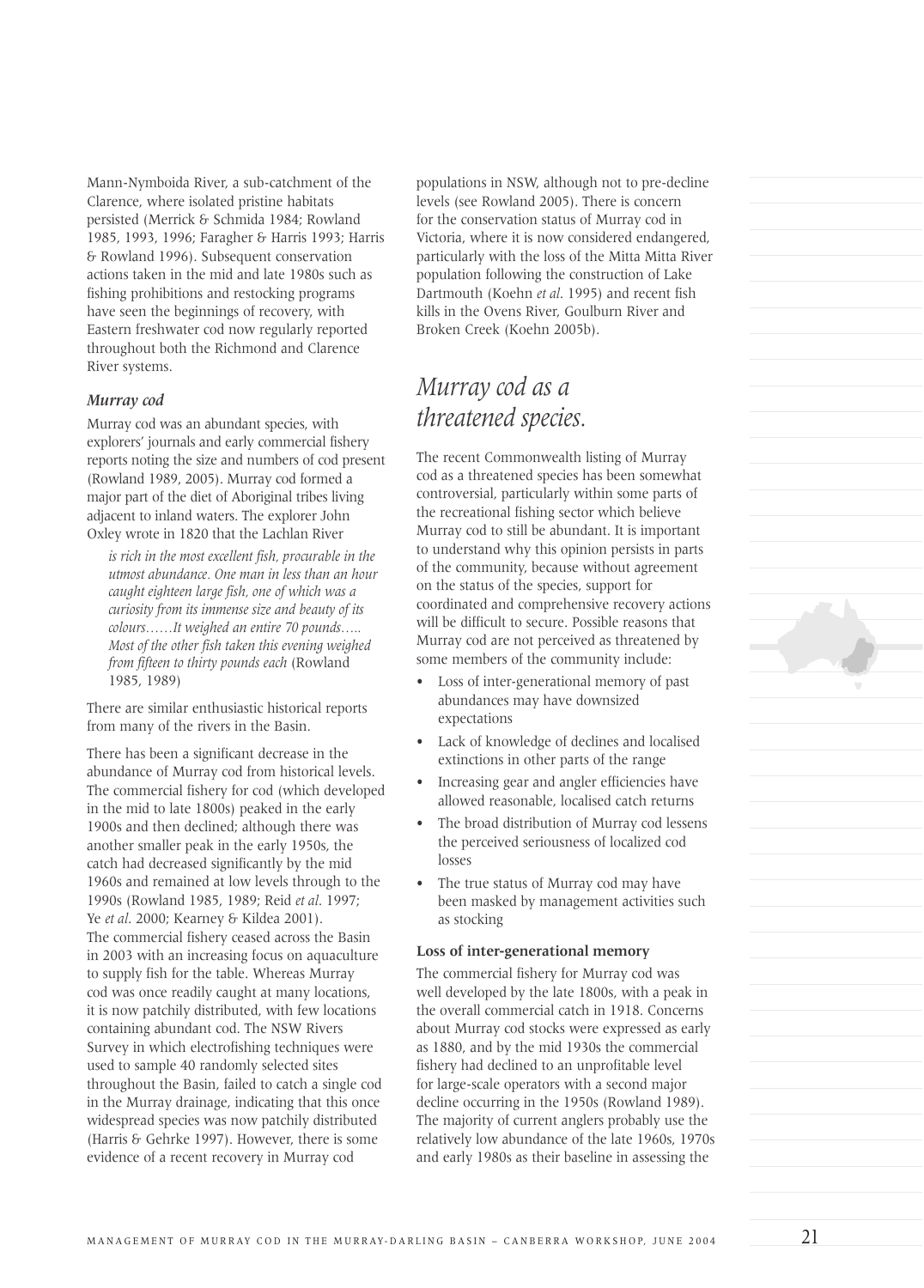Mann-Nymboida River, a sub-catchment of the Clarence, where isolated pristine habitats persisted (Merrick & Schmida 1984; Rowland 1985, 1993, 1996; Faragher & Harris 1993; Harris & Rowland 1996). Subsequent conservation actions taken in the mid and late 1980s such as fishing prohibitions and restocking programs have seen the beginnings of recovery, with Eastern freshwater cod now regularly reported throughout both the Richmond and Clarence River systems.

### *Murray cod*

Murray cod was an abundant species, with explorers' journals and early commercial fishery reports noting the size and numbers of cod present (Rowland 1989, 2005). Murray cod formed a major part of the diet of Aboriginal tribes living adjacent to inland waters. The explorer John Oxley wrote in 1820 that the Lachlan River

> *is rich in the most excellent fish, procurable in the utmost abundance. One man in less than an hour caught eighteen large fish, one of which was a curiosity from its immense size and beauty of its colours……It weighed an entire 70 pounds….. Most of the other fish taken this evening weighed from fifteen to thirty pounds each* (Rowland 1985, 1989)

There are similar enthusiastic historical reports from many of the rivers in the Basin.

There has been a significant decrease in the abundance of Murray cod from historical levels. The commercial fishery for cod (which developed in the mid to late 1800s) peaked in the early 1900s and then declined; although there was another smaller peak in the early 1950s, the catch had decreased significantly by the mid 1960s and remained at low levels through to the 1990s (Rowland 1985, 1989; Reid *et al*. 1997; Ye *et al*. 2000; Kearney & Kildea 2001). The commercial fishery ceased across the Basin in 2003 with an increasing focus on aquaculture to supply fish for the table. Whereas Murray cod was once readily caught at many locations, it is now patchily distributed, with few locations containing abundant cod. The NSW Rivers Survey in which electrofishing techniques were used to sample 40 randomly selected sites throughout the Basin, failed to catch a single cod in the Murray drainage, indicating that this once widespread species was now patchily distributed (Harris & Gehrke 1997). However, there is some evidence of a recent recovery in Murray cod populations in NSW, although not to pre-decline levels (see Rowland 2005). There is concern for the conservation status of Murray cod in Victoria, where it is now considered endangered, particularly with the loss of the Mitta Mitta River population following the construction of Lake Dartmouth (Koehn *et al*. 1995) and recent fish kills in the Ovens River, Goulburn River and Broken Creek (Koehn 2005b).

## *Murray cod as a threatened species.*

The recent Commonwealth listing of Murray cod as a threatened species has been somewhat controversial, particularly within some parts of the recreational fishing sector which believe Murray cod to still be abundant. It is important to understand why this opinion persists in parts of the community, because without agreement on the status of the species, support for coordinated and comprehensive recovery actions will be difficult to secure. Possible reasons that Murray cod are not perceived as threatened by some members of the community include:

- Loss of inter-generational memory of past abundances may have downsized expectations
- Lack of knowledge of declines and localised extinctions in other parts of the range
- Increasing gear and angler efficiencies have allowed reasonable, localised catch returns
- The broad distribution of Murray cod lessens the perceived seriousness of localized cod losses
- The true status of Murray cod may have been masked by management activities such as stocking

**Loss of inter-generational memory**

The commercial fishery for Murray cod was well developed by the late 1800s, with a peak in the overall commercial catch in 1918. Concerns about Murray cod stocks were expressed as early as 1880, and by the mid 1930s the commercial fishery had declined to an unprofitable level for large-scale operators with a second major decline occurring in the 1950s (Rowland 1989). The majority of current anglers probably use the relatively low abundance of the late 1960s, 1970s and early 1980s as their baseline in assessing the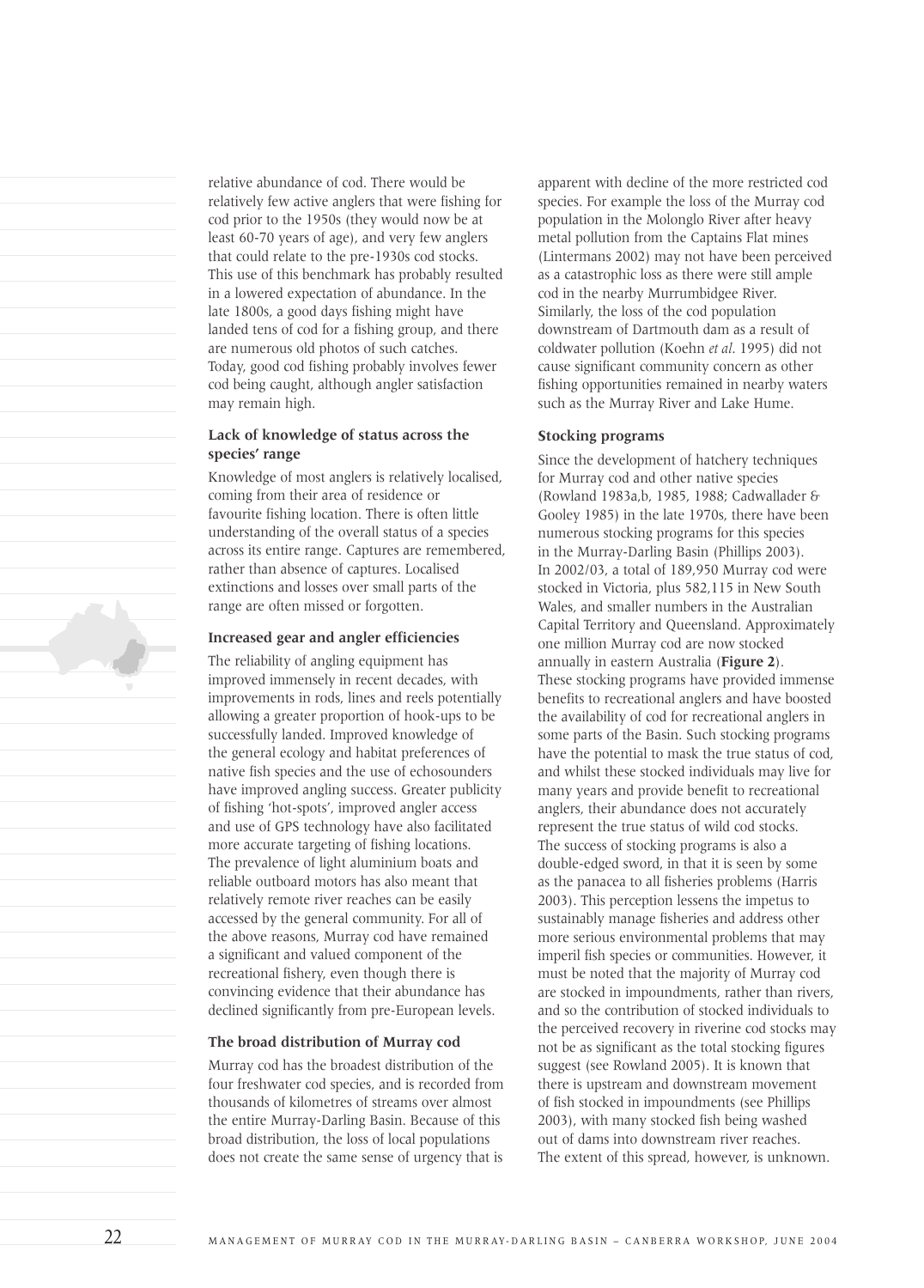relative abundance of cod. There would be relatively few active anglers that were fishing for cod prior to the 1950s (they would now be at least 60-70 years of age), and very few anglers that could relate to the pre-1930s cod stocks. This use of this benchmark has probably resulted in a lowered expectation of abundance. In the late 1800s, a good days fishing might have landed tens of cod for a fishing group, and there are numerous old photos of such catches. Today, good cod fishing probably involves fewer cod being caught, although angler satisfaction may remain high.

### Lack of knowledge of status across the species' range

Knowledge of most anglers is relatively localised, coming from their area of residence or favourite fishing location. There is often little understanding of the overall status of a species across its entire range. Captures are remembered, rather than absence of captures. Localised extinctions and losses over small parts of the range are often missed or forgotten.

### Increased gear and angler efficiencies

The reliability of angling equipment has improved immensely in recent decades, with improvements in rods, lines and reels potentially allowing a greater proportion of hook-ups to be successfully landed. Improved knowledge of the general ecology and habitat preferences of native fish species and the use of echosounders have improved angling success. Greater publicity of fishing 'hot-spots', improved angler access and use of GPS technology have also facilitated more accurate targeting of fishing locations. The prevalence of light aluminium boats and reliable outboard motors has also meant that relatively remote river reaches can be easily accessed by the general community. For all of the above reasons, Murray cod have remained a significant and valued component of the recreational fishery, even though there is convincing evidence that their abundance has declined significantly from pre-European levels.

### The broad distribution of Murray cod

Murray cod has the broadest distribution of the four freshwater cod species, and is recorded from thousands of kilometres of streams over almost the entire Murray-Darling Basin. Because of this broad distribution, the loss of local populations does not create the same sense of urgency that is apparent with decline of the more restricted cod species. For example the loss of the Murray cod population in the Molonglo River after heavy metal pollution from the Captains Flat mines (Lintermans 2002) may not have been perceived as a catastrophic loss as there were still ample cod in the nearby Murrumbidgee River. Similarly, the loss of the cod population downstream of Dartmouth dam as a result of coldwater pollution (Koehn *et al*. 1995) did not cause significant community concern as other fishing opportunities remained in nearby waters such as the Murray River and Lake Hume.

### Stocking programs

Since the development of hatchery techniques for Murray cod and other native species (Rowland 1983a,b, 1985, 1988; Cadwallader & Gooley 1985) in the late 1970s, there have been numerous stocking programs for this species in the Murray-Darling Basin (Phillips 2003). In 2002/03, a total of 189,950 Murray cod were stocked in Victoria, plus 582,115 in New South Wales, and smaller numbers in the Australian Capital Territory and Queensland. Approximately one million Murray cod are now stocked annually in eastern Australia (**Figure 2**). These stocking programs have provided immense benefits to recreational anglers and have boosted the availability of cod for recreational anglers in some parts of the Basin. Such stocking programs have the potential to mask the true status of cod, and whilst these stocked individuals may live for many years and provide benefit to recreational anglers, their abundance does not accurately represent the true status of wild cod stocks. The success of stocking programs is also a double-edged sword, in that it is seen by some as the panacea to all fisheries problems (Harris 2003). This perception lessens the impetus to sustainably manage fisheries and address other more serious environmental problems that may imperil fish species or communities. However, it must be noted that the majority of Murray cod are stocked in impoundments, rather than rivers, and so the contribution of stocked individuals to the perceived recovery in riverine cod stocks may not be as significant as the total stocking figures suggest (see Rowland 2005). It is known that there is upstream and downstream movement of fish stocked in impoundments (see Phillips 2003), with many stocked fish being washed out of dams into downstream river reaches. The extent of this spread, however, is unknown.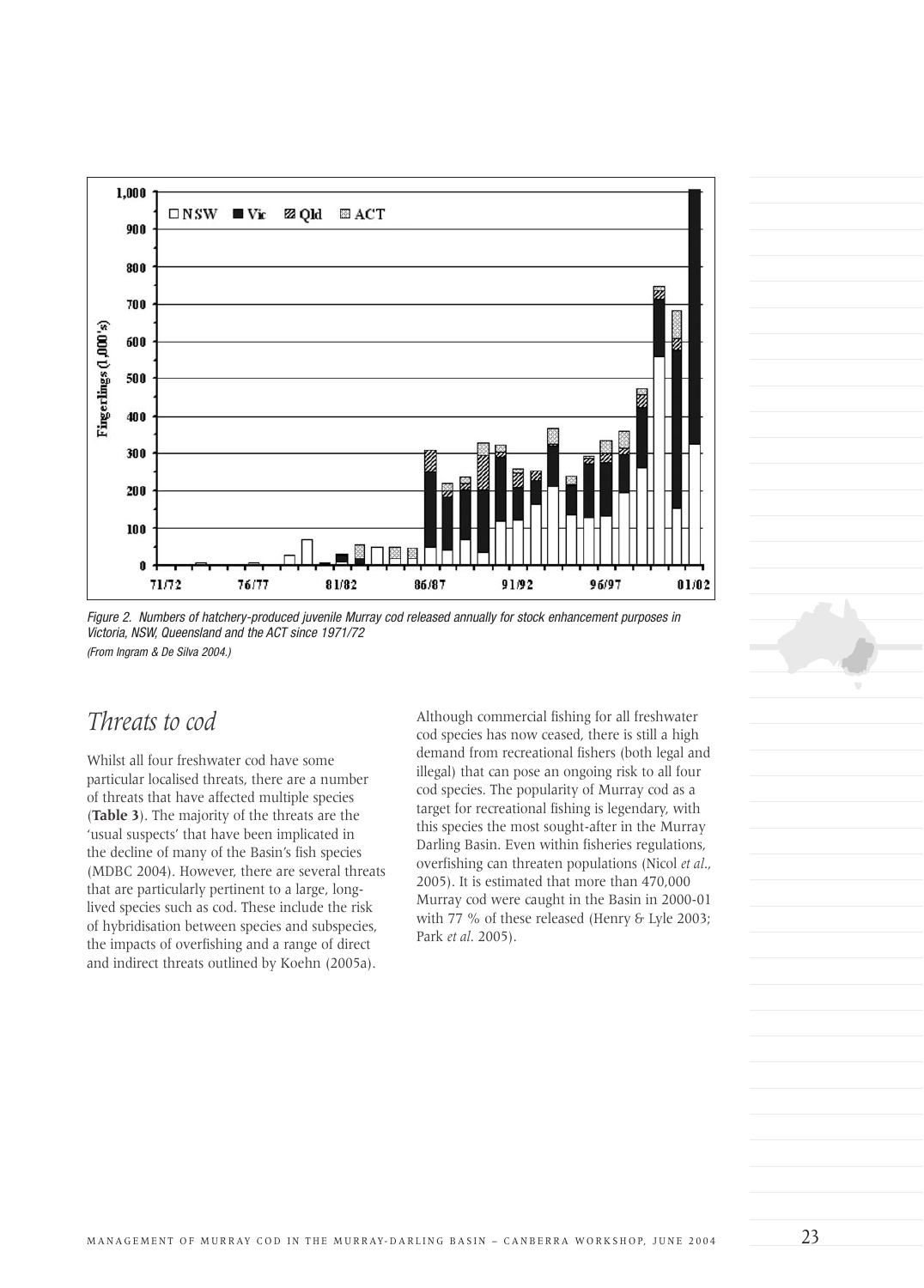Figure 2. Numbers of hatchery-produced juvenile Murray cod released annually for stock enhancement purposes in Victoria, NSW, Queensland and the ACT since 1971/72
*(From Ingram & De Silva 2004.)*

## *Threats to cod*

Whilst all four freshwater cod have some particular localised threats, there are a number of threats that have affected multiple species (**Table 3**). The majority of the threats are the 'usual suspects' that have been implicated in the decline of many of the Basin's fish species (MDBC 2004). However, there are several threats that are particularly pertinent to a large, long-lived species such as cod. These include the risk of hybridisation between species and subspecies, the impacts of overfishing and a range of direct and indirect threats outlined by Koehn (2005a).

Although commercial fishing for all freshwater cod species has now ceased, there is still a high demand from recreational fishers (both legal and illegal) that can pose an ongoing risk to all four cod species. The popularity of Murray cod as a target for recreational fishing is legendary, with this species the most sought-after in the Murray Darling Basin. Even within fisheries regulations, overfishing can threaten populations (Nicol *et al*., 2005). It is estimated that more than 470,000 Murray cod were caught in the Basin in 2000-01 with 77 % of these released (Henry & Lyle 2003; Park *et al*. 2005).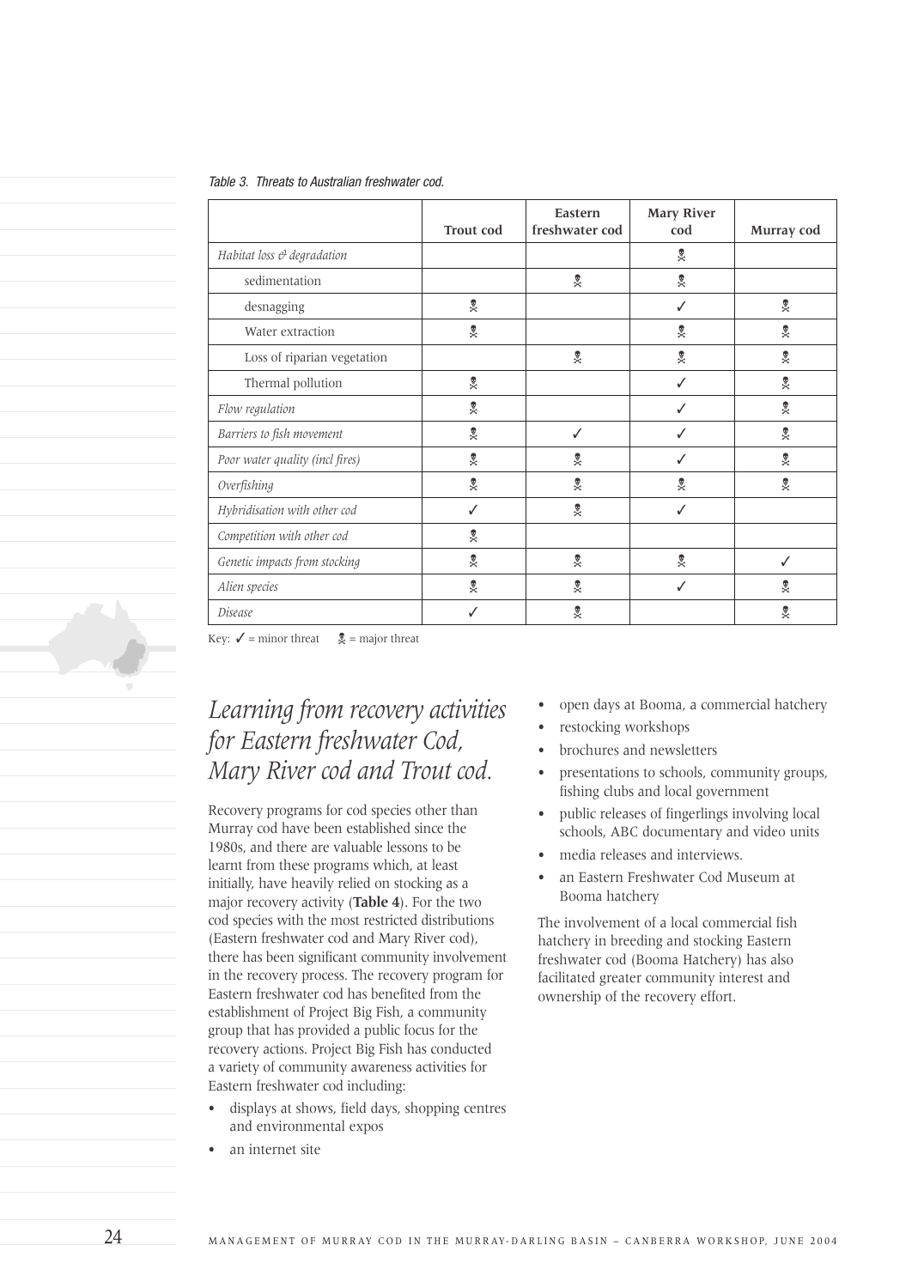*Table 3. Threats to Australian freshwater cod.*

| | Trout cod | Eastern freshwater cod | Mary River cod | Murray cod |
|---|---|---|---|---|
| *Habitat loss & degradation* | | | ☠ | |
| sedimentation | | ☠ | ☠ | |
| desnagging | ☠ | | ✓ | ☠ |
| Water extraction | ☠ | | ☠ | ☠ |
| Loss of riparian vegetation | | ☠ | ☠ | ☠ |
| Thermal pollution | ☠ | | ✓ | ☠ |
| *Flow regulation* | ☠ | | ✓ | ☠ |
| *Barriers to fish movement* | ☠ | ✓ | ✓ | ☠ |
| *Poor water quality (incl fires)* | ☠ | ☠ | ✓ | ☠ |
| *Overfishing* | ☠ | ☠ | ☠ | ☠ |
| *Hybridisation with other cod* | ✓ | ☠ | ✓ | |
| *Competition with other cod* | ☠ | | | |
| *Genetic impacts from stocking* | ☠ | ☠ | ☠ | ✓ |
| *Alien species* | ☠ | ☠ | ✓ | ☠ |
| *Disease* | ✓ | ☠ | | ☠ |

Key: ✓ = minor threat ☠ = major threat

## *Learning from recovery activities for Eastern freshwater Cod, Mary River cod and Trout cod.*

Recovery programs for cod species other than Murray cod have been established since the 1980s, and there are valuable lessons to be learnt from these programs which, at least initially, have heavily relied on stocking as a major recovery activity (**Table 4**). For the two cod species with the most restricted distributions (Eastern freshwater cod and Mary River cod), there has been significant community involvement in the recovery process. The recovery program for Eastern freshwater cod has benefited from the establishment of Project Big Fish, a community group that has provided a public focus for the recovery actions. Project Big Fish has conducted a variety of community awareness activities for Eastern freshwater cod including:

- displays at shows, field days, shopping centres and environmental expos
- an internet site
- open days at Booma, a commercial hatchery
- restocking workshops
- brochures and newsletters
- presentations to schools, community groups, fishing clubs and local government
- public releases of fingerlings involving local schools, ABC documentary and video units
- media releases and interviews.
- an Eastern Freshwater Cod Museum at Booma hatchery

The involvement of a local commercial fish hatchery in breeding and stocking Eastern freshwater cod (Booma Hatchery) has also facilitated greater community interest and ownership of the recovery effort.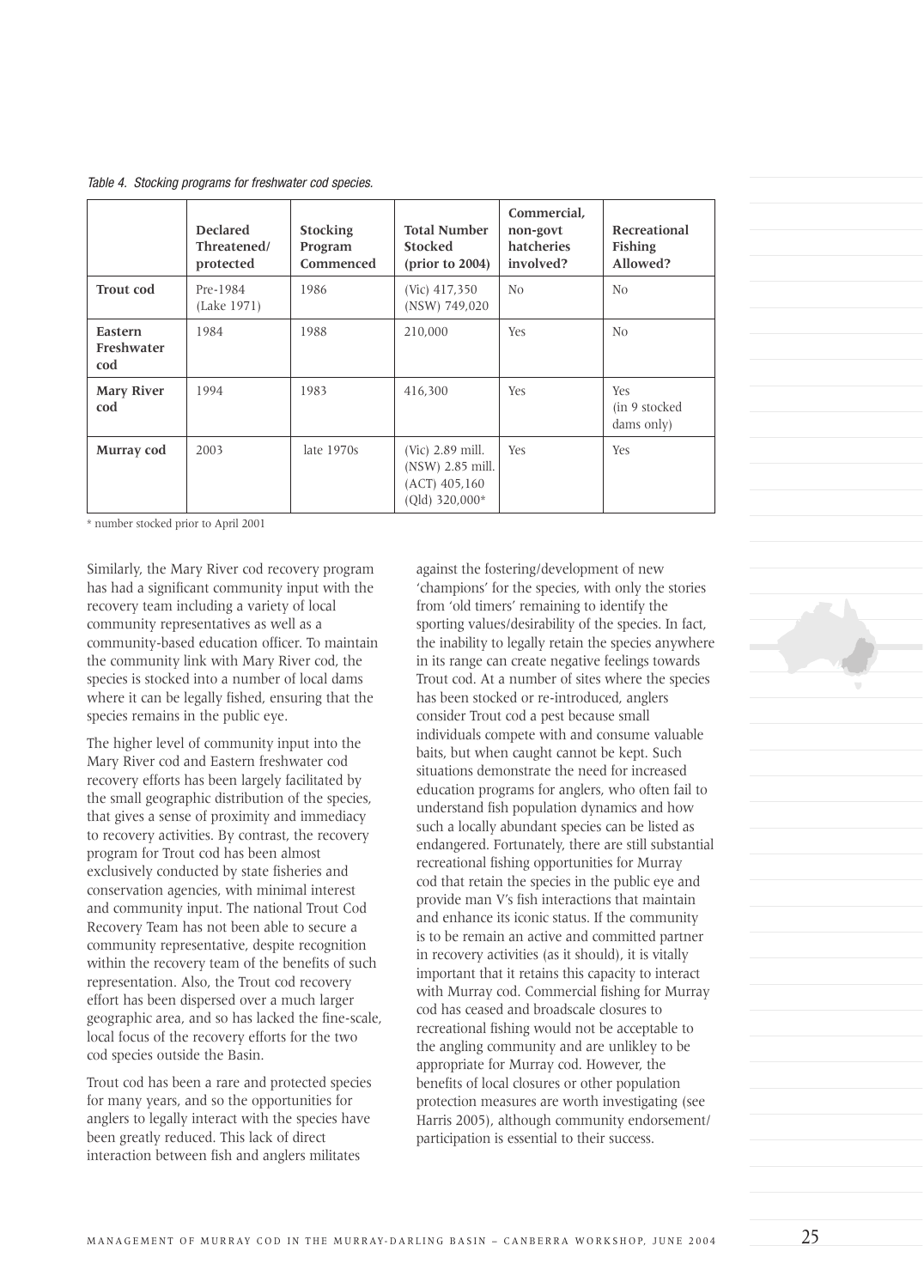*Table 4. Stocking programs for freshwater cod species.*

| | Declared Threatened/ protected | Stocking Program Commenced | Total Number Stocked (prior to 2004) | Commercial, non-govt hatcheries involved? | Recreational Fishing Allowed? |
|---|---|---|---|---|---|
| **Trout cod** | Pre-1984 (Lake 1971) | 1986 | (Vic) 417,350 (NSW) 749,020 | No | No |
| **Eastern Freshwater cod** | 1984 | 1988 | 210,000 | Yes | No |
| **Mary River cod** | 1994 | 1983 | 416,300 | Yes | Yes (in 9 stocked dams only) |
| **Murray cod** | 2003 | late 1970s | (Vic) 2.89 mill. (NSW) 2.85 mill. (ACT) 405,160 (Qld) 320,000* | Yes | Yes |

* number stocked prior to April 2001

Similarly, the Mary River cod recovery program has had a significant community input with the recovery team including a variety of local community representatives as well as a community-based education officer. To maintain the community link with Mary River cod, the species is stocked into a number of local dams where it can be legally fished, ensuring that the species remains in the public eye.

The higher level of community input into the Mary River cod and Eastern freshwater cod recovery efforts has been largely facilitated by the small geographic distribution of the species, that gives a sense of proximity and immediacy to recovery activities. By contrast, the recovery program for Trout cod has been almost exclusively conducted by state fisheries and conservation agencies, with minimal interest and community input. The national Trout Cod Recovery Team has not been able to secure a community representative, despite recognition within the recovery team of the benefits of such representation. Also, the Trout cod recovery effort has been dispersed over a much larger geographic area, and so has lacked the fine-scale, local focus of the recovery efforts for the two cod species outside the Basin.

Trout cod has been a rare and protected species for many years, and so the opportunities for anglers to legally interact with the species have been greatly reduced. This lack of direct interaction between fish and anglers militates against the fostering/development of new 'champions' for the species, with only the stories from 'old timers' remaining to identify the sporting values/desirability of the species. In fact, the inability to legally retain the species anywhere in its range can create negative feelings towards Trout cod. At a number of sites where the species has been stocked or re-introduced, anglers consider Trout cod a pest because small individuals compete with and consume valuable baits, but when caught cannot be kept. Such situations demonstrate the need for increased education programs for anglers, who often fail to understand fish population dynamics and how such a locally abundant species can be listed as endangered. Fortunately, there are still substantial recreational fishing opportunities for Murray cod that retain the species in the public eye and provide man V's fish interactions that maintain and enhance its iconic status. If the community is to be remain an active and committed partner in recovery activities (as it should), it is vitally important that it retains this capacity to interact with Murray cod. Commercial fishing for Murray cod has ceased and broadscale closures to recreational fishing would not be acceptable to the angling community and are unlikley to be appropriate for Murray cod. However, the benefits of local closures or other population protection measures are worth investigating (see Harris 2005), although community endorsement/ participation is essential to their success.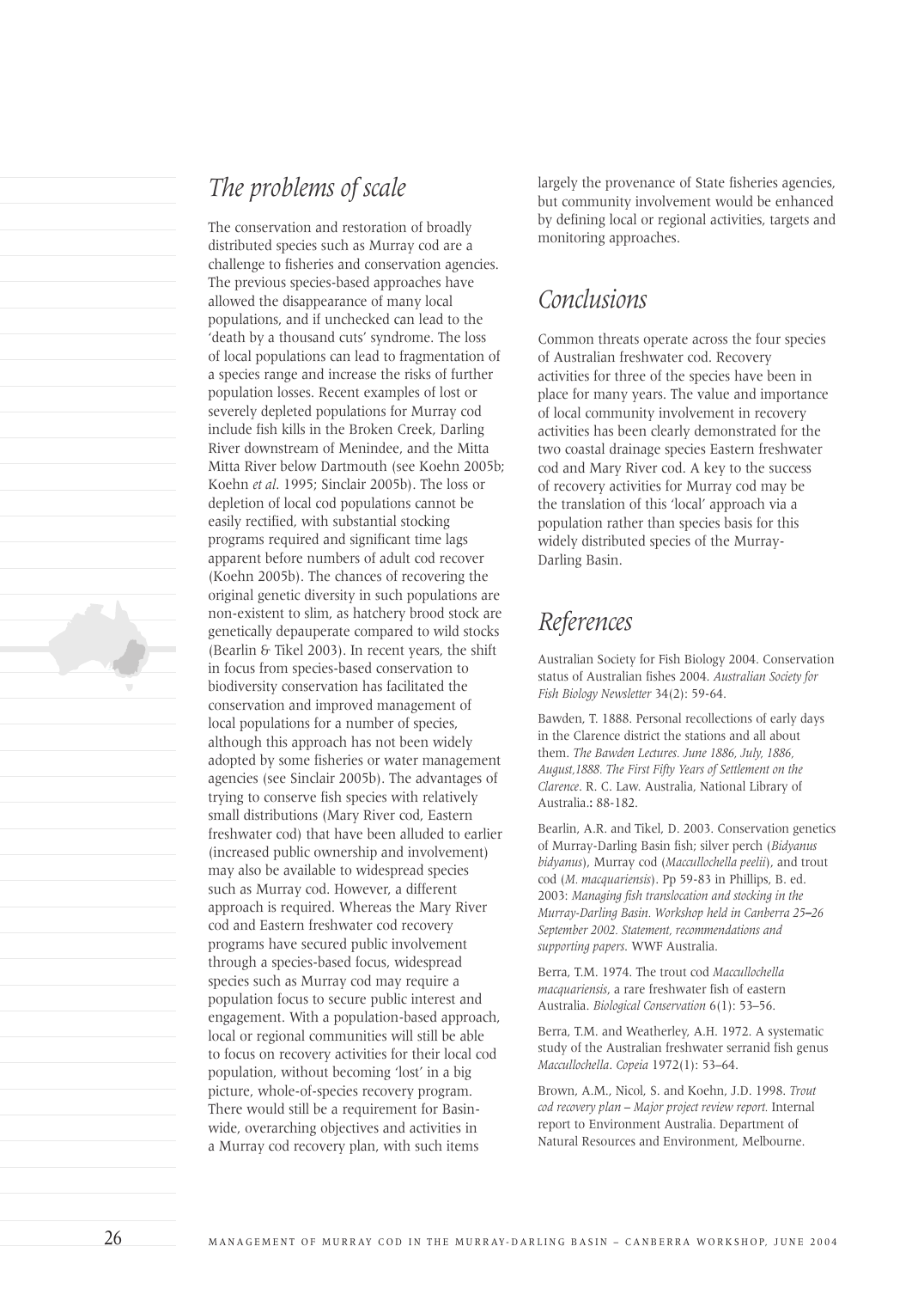## *The problems of scale*

The conservation and restoration of broadly distributed species such as Murray cod are a challenge to fisheries and conservation agencies. The previous species-based approaches have allowed the disappearance of many local populations, and if unchecked can lead to the 'death by a thousand cuts' syndrome. The loss of local populations can lead to fragmentation of a species range and increase the risks of further population losses. Recent examples of lost or severely depleted populations for Murray cod include fish kills in the Broken Creek, Darling River downstream of Menindee, and the Mitta Mitta River below Dartmouth (see Koehn 2005b; Koehn *et al*. 1995; Sinclair 2005b). The loss or depletion of local cod populations cannot be easily rectified, with substantial stocking programs required and significant time lags apparent before numbers of adult cod recover (Koehn 2005b). The chances of recovering the original genetic diversity in such populations are non-existent to slim, as hatchery brood stock are genetically depauperate compared to wild stocks (Bearlin & Tikel 2003). In recent years, the shift in focus from species-based conservation to biodiversity conservation has facilitated the conservation and improved management of local populations for a number of species, although this approach has not been widely adopted by some fisheries or water management agencies (see Sinclair 2005b). The advantages of trying to conserve fish species with relatively small distributions (Mary River cod, Eastern freshwater cod) that have been alluded to earlier (increased public ownership and involvement) may also be available to widespread species such as Murray cod. However, a different approach is required. Whereas the Mary River cod and Eastern freshwater cod recovery programs have secured public involvement through a species-based focus, widespread species such as Murray cod may require a population focus to secure public interest and engagement. With a population-based approach, local or regional communities will still be able to focus on recovery activities for their local cod population, without becoming 'lost' in a big picture, whole-of-species recovery program. There would still be a requirement for Basin-wide, overarching objectives and activities in a Murray cod recovery plan, with such items largely the provenance of State fisheries agencies, but community involvement would be enhanced by defining local or regional activities, targets and monitoring approaches.

## *Conclusions*

Common threats operate across the four species of Australian freshwater cod. Recovery activities for three of the species have been in place for many years. The value and importance of local community involvement in recovery activities has been clearly demonstrated for the two coastal drainage species Eastern freshwater cod and Mary River cod. A key to the success of recovery activities for Murray cod may be the translation of this 'local' approach via a population rather than species basis for this widely distributed species of the Murray-Darling Basin.

## *References*

Australian Society for Fish Biology 2004. Conservation status of Australian fishes 2004. *Australian Society for Fish Biology Newsletter* 34(2): 59-64.

Bawden, T. 1888. Personal recollections of early days in the Clarence district the stations and all about them. *The Bawden Lectures. June 1886, July, 1886, August,1888. The First Fifty Years of Settlement on the Clarence*. R. C. Law. Australia, National Library of Australia.**:** 88-182.

Bearlin, A.R. and Tikel, D. 2003. Conservation genetics of Murray-Darling Basin fish; silver perch (*Bidyanus bidyanus*), Murray cod (*Maccullochella peelii*), and trout cod (*M. macquariensis*). Pp 59-83 in Phillips, B. ed. 2003: *Managing fish translocation and stocking in the Murray-Darling Basin. Workshop held in Canberra 25–26 September 2002. Statement, recommendations and supporting papers*. WWF Australia.

Berra, T.M. 1974. The trout cod *Maccullochella macquariensis*, a rare freshwater fish of eastern Australia. *Biological Conservation* 6(1): 53–56.

Berra, T.M. and Weatherley, A.H. 1972. A systematic study of the Australian freshwater serranid fish genus *Maccullochella*. *Copeia* 1972(1): 53–64.

Brown, A.M., Nicol, S. and Koehn, J.D. 1998. *Trout cod recovery plan – Major project review report.* Internal report to Environment Australia. Department of Natural Resources and Environment, Melbourne.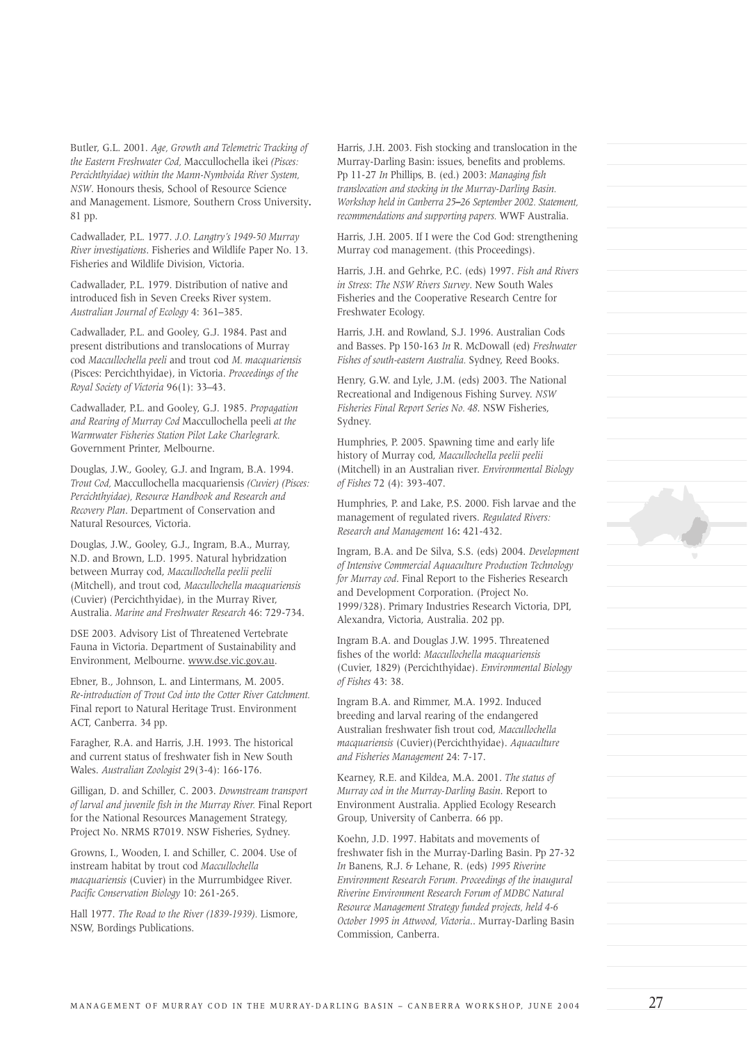Butler, G.L. 2001. *Age, Growth and Telemetric Tracking of the Eastern Freshwater Cod,* Maccullochella ikei *(Pisces: Percichthyidae) within the Mann-Nymboida River System, NSW*. Honours thesis, School of Resource Science and Management. Lismore, Southern Cross University. 81 pp.

Cadwallader, P.L. 1977. *J.O. Langtry's 1949-50 Murray River investigations*. Fisheries and Wildlife Paper No. 13. Fisheries and Wildlife Division, Victoria.

Cadwallader, P.L. 1979. Distribution of native and introduced fish in Seven Creeks River system. *Australian Journal of Ecology* 4: 361–385.

Cadwallader, P.L. and Gooley, G.J. 1984. Past and present distributions and translocations of Murray cod *Maccullochella peeli* and trout cod *M. macquariensis* (Pisces: Percichthyidae), in Victoria. *Proceedings of the Royal Society of Victoria* 96(1): 33–43.

Cadwallader, P.L. and Gooley, G.J. 1985. *Propagation and Rearing of Murray Cod* Maccullochella peeli *at the Warmwater Fisheries Station Pilot Lake Charlegrark.* Government Printer, Melbourne.

Douglas, J.W., Gooley, G.J. and Ingram, B.A. 1994. *Trout Cod,* Maccullochella macquariensis *(Cuvier) (Pisces: Percichthyidae), Resource Handbook and Research and Recovery Plan*. Department of Conservation and Natural Resources, Victoria.

Douglas, J.W., Gooley, G.J., Ingram, B.A., Murray, N.D. and Brown, L.D. 1995. Natural hybridzation between Murray cod, *Maccullochella peelii peelii* (Mitchell), and trout cod, *Maccullochella macquariensis* (Cuvier) (Percichthyidae), in the Murray River, Australia. *Marine and Freshwater Research* 46: 729-734.

DSE 2003. Advisory List of Threatened Vertebrate Fauna in Victoria. Department of Sustainability and Environment, Melbourne. www.dse.vic.gov.au.

Ebner, B., Johnson, L. and Lintermans, M. 2005. *Re-introduction of Trout Cod into the Cotter River Catchment.* Final report to Natural Heritage Trust. Environment ACT, Canberra. 34 pp.

Faragher, R.A. and Harris, J.H. 1993. The historical and current status of freshwater fish in New South Wales. *Australian Zoologist* 29(3-4): 166-176.

Gilligan, D. and Schiller, C. 2003. *Downstream transport of larval and juvenile fish in the Murray River.* Final Report for the National Resources Management Strategy, Project No. NRMS R7019. NSW Fisheries, Sydney.

Growns, I., Wooden, I. and Schiller, C. 2004. Use of instream habitat by trout cod *Maccullochella macquariensis* (Cuvier) in the Murrumbidgee River. *Pacific Conservation Biology* 10: 261-265.

Hall 1977. *The Road to the River (1839-1939).* Lismore, NSW, Bordings Publications.

Harris, J.H. 2003. Fish stocking and translocation in the Murray-Darling Basin: issues, benefits and problems. Pp 11-27 *In* Phillips, B. (ed.) 2003: *Managing fish translocation and stocking in the Murray-Darling Basin. Workshop held in Canberra 25–26 September 2002. Statement, recommendations and supporting papers.* WWF Australia.

Harris, J.H. 2005. If I were the Cod God: strengthening Murray cod management. (this Proceedings).

Harris, J.H. and Gehrke, P.C. (eds) 1997. *Fish and Rivers in Stress*: *The NSW Rivers Survey*. New South Wales Fisheries and the Cooperative Research Centre for Freshwater Ecology.

Harris, J.H. and Rowland, S.J. 1996. Australian Cods and Basses. Pp 150-163 *In* R. McDowall (ed) *Freshwater Fishes of south-eastern Australia.* Sydney, Reed Books.

Henry, G.W. and Lyle, J.M. (eds) 2003. The National Recreational and Indigenous Fishing Survey. *NSW Fisheries Final Report Series No. 48*. NSW Fisheries, Sydney.

Humphries, P. 2005. Spawning time and early life history of Murray cod, *Maccullochella peelii peelii* (Mitchell) in an Australian river. *Environmental Biology of Fishes* 72 (4): 393-407.

Humphries, P. and Lake, P.S. 2000. Fish larvae and the management of regulated rivers. *Regulated Rivers: Research and Management* 16**:** 421-432.

Ingram, B.A. and De Silva, S.S. (eds) 2004. *Development of Intensive Commercial Aquaculture Production Technology for Murray cod*. Final Report to the Fisheries Research and Development Corporation. (Project No. 1999/328). Primary Industries Research Victoria, DPI, Alexandra, Victoria, Australia. 202 pp.

Ingram B.A. and Douglas J.W. 1995. Threatened fishes of the world: *Maccullochella macquariensis* (Cuvier, 1829) (Percichthyidae). *Environmental Biology of Fishes* 43: 38.

Ingram B.A. and Rimmer, M.A. 1992. Induced breeding and larval rearing of the endangered Australian freshwater fish trout cod, *Maccullochella macquariensis* (Cuvier)(Percichthyidae). *Aquaculture and Fisheries Management* 24: 7-17.

Kearney, R.E. and Kildea, M.A. 2001. *The status of Murray cod in the Murray-Darling Basin*. Report to Environment Australia. Applied Ecology Research Group, University of Canberra. 66 pp.

Koehn, J.D. 1997. Habitats and movements of freshwater fish in the Murray-Darling Basin. Pp 27-32 *In* Banens, R.J. & Lehane, R. (eds) *1995 Riverine Environment Research Forum. Proceedings of the inaugural Riverine Environment Research Forum of MDBC Natural Resource Management Strategy funded projects, held 4-6 October 1995 in Attwood, Victoria.*. Murray-Darling Basin Commission, Canberra.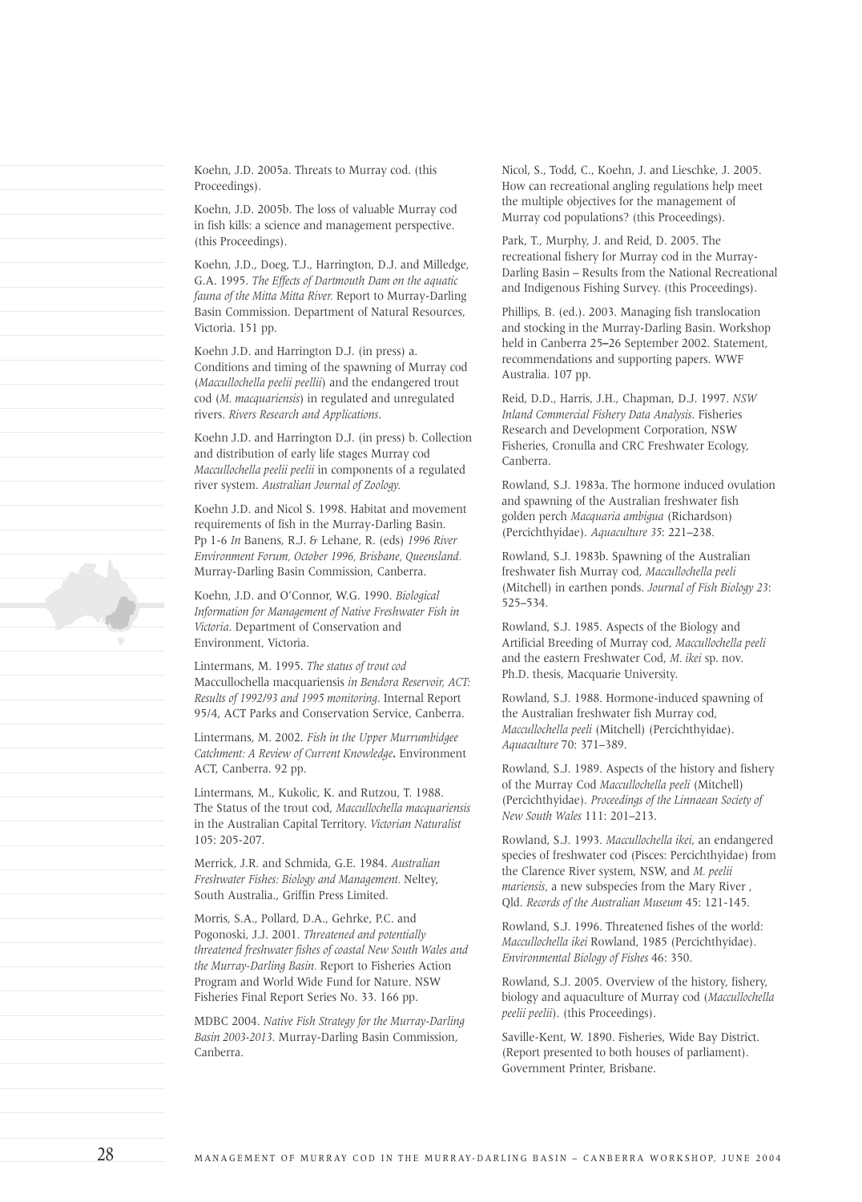Koehn, J.D. 2005a. Threats to Murray cod. (this Proceedings).

Koehn, J.D. 2005b. The loss of valuable Murray cod in fish kills: a science and management perspective. (this Proceedings).

Koehn, J.D., Doeg, T.J., Harrington, D.J. and Milledge, G.A. 1995. *The Effects of Dartmouth Dam on the aquatic fauna of the Mitta Mitta River.* Report to Murray-Darling Basin Commission. Department of Natural Resources, Victoria. 151 pp.

Koehn J.D. and Harrington D.J. (in press) a. Conditions and timing of the spawning of Murray cod (*Maccullochella peelii peellii*) and the endangered trout cod (*M. macquariensis*) in regulated and unregulated rivers. *Rivers Research and Applications*.

Koehn J.D. and Harrington D.J. (in press) b. Collection and distribution of early life stages Murray cod *Maccullochella peelii peelii* in components of a regulated river system. *Australian Journal of Zoology.*

Koehn J.D. and Nicol S. 1998. Habitat and movement requirements of fish in the Murray-Darling Basin. Pp 1-6 *In* Banens, R.J. & Lehane, R. (eds) *1996 River Environment Forum, October 1996, Brisbane, Queensland.* Murray-Darling Basin Commission, Canberra.

Koehn, J.D. and O'Connor, W.G. 1990. *Biological Information for Management of Native Freshwater Fish in Victoria*. Department of Conservation and Environment, Victoria.

Lintermans, M. 1995. *The status of trout cod* Maccullochella macquariensis *in Bendora Reservoir, ACT: Results of 1992/93 and 1995 monitoring*. Internal Report 95/4, ACT Parks and Conservation Service, Canberra.

Lintermans, M. 2002. *Fish in the Upper Murrumbidgee Catchment: A Review of Current Knowledge***.** Environment ACT, Canberra. 92 pp.

Lintermans, M., Kukolic, K. and Rutzou, T. 1988. The Status of the trout cod, *Maccullochella macquariensis* in the Australian Capital Territory. *Victorian Naturalist* 105: 205-207.

Merrick, J.R. and Schmida, G.E. 1984. *Australian Freshwater Fishes: Biology and Management.* Neltey, South Australia., Griffin Press Limited.

Morris, S.A., Pollard, D.A., Gehrke, P.C. and Pogonoski, J.J. 2001. *Threatened and potentially threatened freshwater fishes of coastal New South Wales and the Murray-Darling Basin.* Report to Fisheries Action Program and World Wide Fund for Nature. NSW Fisheries Final Report Series No. 33. 166 pp.

MDBC 2004. *Native Fish Strategy for the Murray-Darling Basin 2003-2013.* Murray-Darling Basin Commission, Canberra.

Nicol, S., Todd, C., Koehn, J. and Lieschke, J. 2005. How can recreational angling regulations help meet the multiple objectives for the management of Murray cod populations? (this Proceedings).

Park, T., Murphy, J. and Reid, D. 2005. The recreational fishery for Murray cod in the Murray-Darling Basin – Results from the National Recreational and Indigenous Fishing Survey. (this Proceedings).

Phillips, B. (ed.). 2003. Managing fish translocation and stocking in the Murray-Darling Basin. Workshop held in Canberra 25–26 September 2002. Statement, recommendations and supporting papers. WWF Australia. 107 pp.

Reid, D.D., Harris, J.H., Chapman, D.J. 1997. *NSW Inland Commercial Fishery Data Analysis*. Fisheries Research and Development Corporation, NSW Fisheries, Cronulla and CRC Freshwater Ecology, Canberra.

Rowland, S.J. 1983a. The hormone induced ovulation and spawning of the Australian freshwater fish golden perch *Macquaria ambigua* (Richardson) (Percichthyidae). *Aquaculture 35*: 221–238.

Rowland, S.J. 1983b. Spawning of the Australian freshwater fish Murray cod, *Maccullochella peeli* (Mitchell) in earthen ponds. *Journal of Fish Biology 23*: 525–534.

Rowland, S.J. 1985. Aspects of the Biology and Artificial Breeding of Murray cod, *Maccullochella peeli* and the eastern Freshwater Cod, *M. ikei* sp. nov. Ph.D. thesis, Macquarie University.

Rowland, S.J. 1988. Hormone-induced spawning of the Australian freshwater fish Murray cod, *Maccullochella peeli* (Mitchell) (Percichthyidae). *Aquaculture* 70: 371–389.

Rowland, S.J. 1989. Aspects of the history and fishery of the Murray Cod *Maccullochella peeli* (Mitchell) (Percichthyidae). *Proceedings of the Linnaean Society of New South Wales* 111: 201–213.

Rowland, S.J. 1993. *Maccullochella ikei*, an endangered species of freshwater cod (Pisces: Percichthyidae) from the Clarence River system, NSW, and *M. peelii mariensis*, a new subspecies from the Mary River , Qld. *Records of the Australian Museum* 45: 121-145.

Rowland, S.J. 1996. Threatened fishes of the world: *Maccullochella ikei* Rowland, 1985 (Percichthyidae). *Environmental Biology of Fishes* 46: 350.

Rowland, S.J. 2005. Overview of the history, fishery, biology and aquaculture of Murray cod (*Maccullochella peelii peelii*). (this Proceedings).

Saville-Kent, W. 1890. Fisheries, Wide Bay District. (Report presented to both houses of parliament). Government Printer, Brisbane.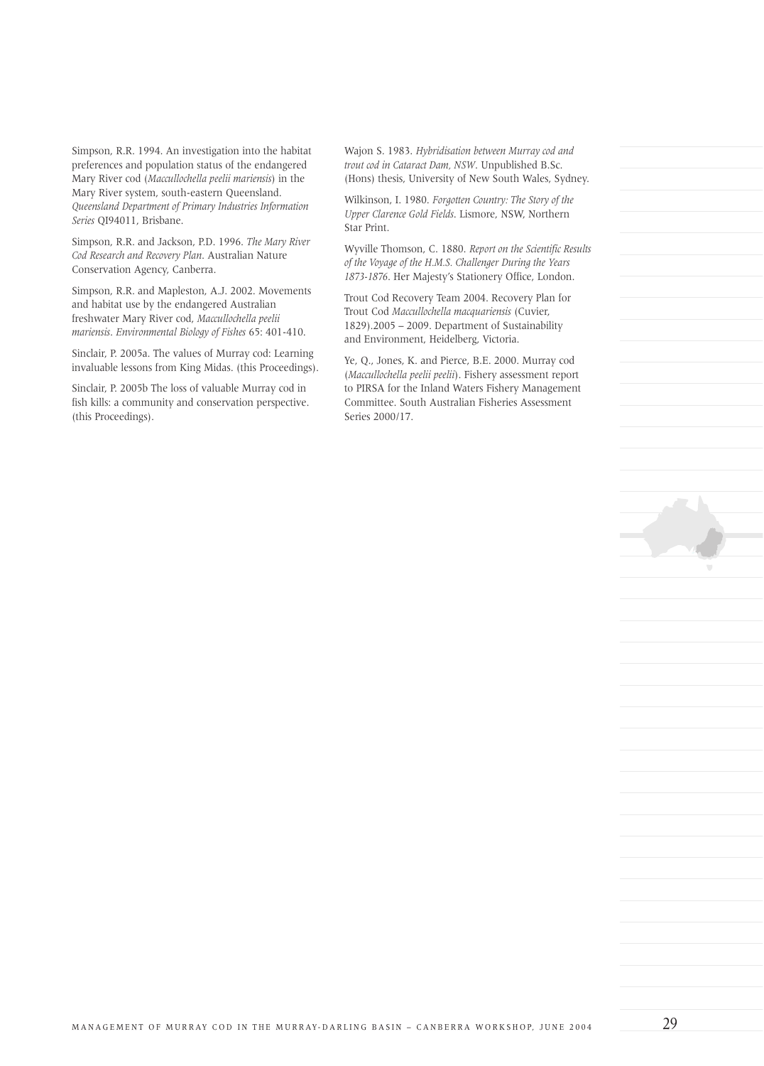Simpson, R.R. 1994. An investigation into the habitat preferences and population status of the endangered Mary River cod (*Maccullochella peelii mariensis*) in the Mary River system, south-eastern Queensland. *Queensland Department of Primary Industries Information Series* QI94011, Brisbane.

Simpson, R.R. and Jackson, P.D. 1996. *The Mary River Cod Research and Recovery Plan*. Australian Nature Conservation Agency, Canberra.

Simpson, R.R. and Mapleston, A.J. 2002. Movements and habitat use by the endangered Australian freshwater Mary River cod, *Maccullochella peelii mariensis*. *Environmental Biology of Fishes* 65: 401-410.

Sinclair, P. 2005a. The values of Murray cod: Learning invaluable lessons from King Midas. (this Proceedings).

Sinclair, P. 2005b The loss of valuable Murray cod in fish kills: a community and conservation perspective. (this Proceedings).

Wajon S. 1983. *Hybridisation between Murray cod and trout cod in Cataract Dam, NSW*. Unpublished B.Sc. (Hons) thesis, University of New South Wales, Sydney.

Wilkinson, I. 1980. *Forgotten Country: The Story of the Upper Clarence Gold Fields*. Lismore, NSW, Northern Star Print.

Wyville Thomson, C. 1880. *Report on the Scientific Results of the Voyage of the H.M.S. Challenger During the Years 1873-1876*. Her Majesty's Stationery Office, London.

Trout Cod Recovery Team 2004. Recovery Plan for Trout Cod *Maccullochella macquariensis* (Cuvier, 1829).2005 – 2009. Department of Sustainability and Environment, Heidelberg, Victoria.

Ye, Q., Jones, K. and Pierce, B.E. 2000. Murray cod (*Maccullochella peelii peelii*). Fishery assessment report to PIRSA for the Inland Waters Fishery Management Committee. South Australian Fisheries Assessment Series 2000/17.